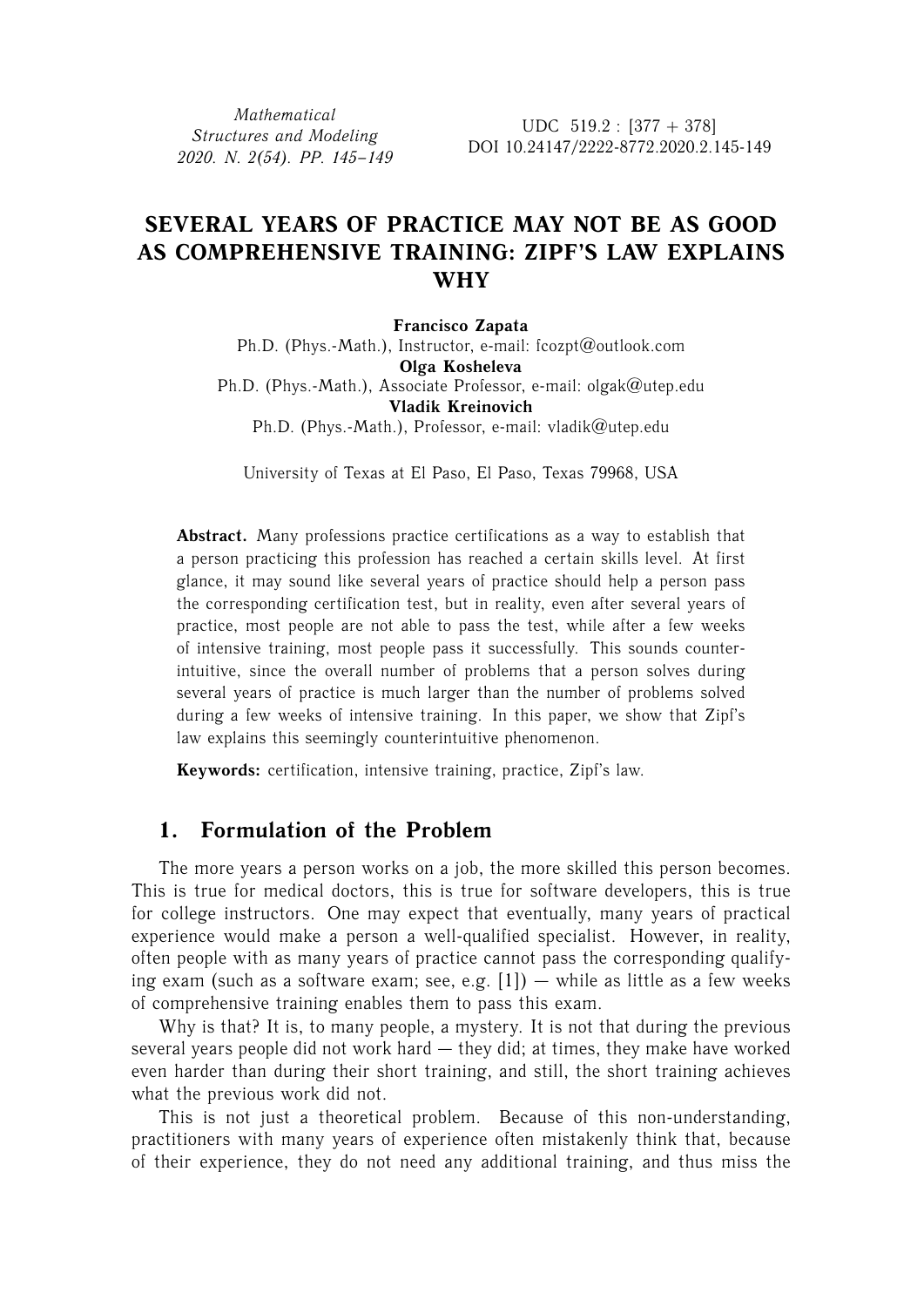Mathematical Structures and Modeling 2020. N. 2(54). PP. 145–149

UDC 519.2 : [377 + 378]
DOI 10.24147/2222-8772.2020.2.145-149

# SEVERAL YEARS OF PRACTICE MAY NOT BE AS GOOD AS COMPREHENSIVE TRAINING: ZIPF'S LAW EXPLAINS WHY

**Francisco Zapata**
Ph.D. (Phys.-Math.), Instructor, e-mail: fcozpt@outlook.com
**Olga Kosheleva**
Ph.D. (Phys.-Math.), Associate Professor, e-mail: olgak@utep.edu
**Vladik Kreinovich**
Ph.D. (Phys.-Math.), Professor, e-mail: vladik@utep.edu

University of Texas at El Paso, El Paso, Texas 79968, USA

**Abstract.** Many professions practice certifications as a way to establish that a person practicing this profession has reached a certain skills level. At first glance, it may sound like several years of practice should help a person pass the corresponding certification test, but in reality, even after several years of practice, most people are not able to pass the test, while after a few weeks of intensive training, most people pass it successfully. This sounds counter-intuitive, since the overall number of problems that a person solves during several years of practice is much larger than the number of problems solved during a few weeks of intensive training. In this paper, we show that Zipf's law explains this seemingly counterintuitive phenomenon.

**Keywords:** certification, intensive training, practice, Zipf's law.

## 1. Formulation of the Problem

The more years a person works on a job, the more skilled this person becomes. This is true for medical doctors, this is true for software developers, this is true for college instructors. One may expect that eventually, many years of practical experience would make a person a well-qualified specialist. However, in reality, often people with as many years of practice cannot pass the corresponding qualifying exam (such as a software exam; see, e.g. [1]) — while as little as a few weeks of comprehensive training enables them to pass this exam.

Why is that? It is, to many people, a mystery. It is not that during the previous several years people did not work hard — they did; at times, they make have worked even harder than during their short training, and still, the short training achieves what the previous work did not.

This is not just a theoretical problem. Because of this non-understanding, practitioners with many years of experience often mistakenly think that, because of their experience, they do not need any additional training, and thus miss the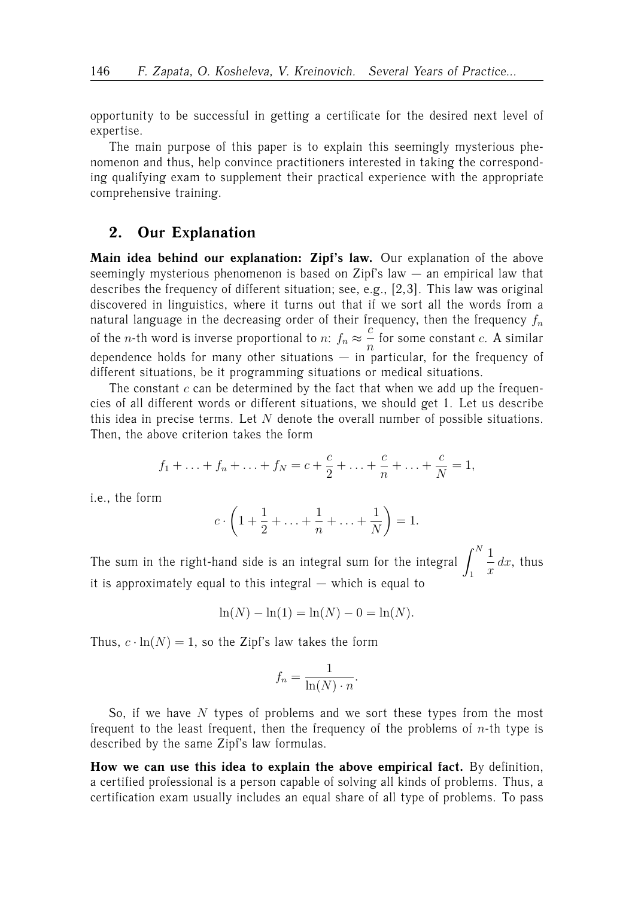opportunity to be successful in getting a certificate for the desired next level of expertise.

The main purpose of this paper is to explain this seemingly mysterious phenomenon and thus, help convince practitioners interested in taking the corresponding qualifying exam to supplement their practical experience with the appropriate comprehensive training.

## 2. Our Explanation

**Main idea behind our explanation: Zipf's law.** Our explanation of the above seemingly mysterious phenomenon is based on Zipf's law — an empirical law that describes the frequency of different situation; see, e.g., [2,3]. This law was original discovered in linguistics, where it turns out that if we sort all the words from a natural language in the decreasing order of their frequency, then the frequency $f_n$ of the $n$-th word is inverse proportional to $n$: $f_n \approx \dfrac{c}{n}$ for some constant $c$. A similar dependence holds for many other situations — in particular, for the frequency of different situations, be it programming situations or medical situations.

The constant $c$ can be determined by the fact that when we add up the frequencies of all different words or different situations, we should get 1. Let us describe this idea in precise terms. Let $N$ denote the overall number of possible situations. Then, the above criterion takes the form

$$f_1 + \ldots + f_n + \ldots + f_N = c + \frac{c}{2} + \ldots + \frac{c}{n} + \ldots + \frac{c}{N} = 1,$$

i.e., the form

$$c \cdot \left(1 + \frac{1}{2} + \ldots + \frac{1}{n} + \ldots + \frac{1}{N}\right) = 1.$$

The sum in the right-hand side is an integral sum for the integral $\displaystyle\int_1^N \frac{1}{x}\,dx$, thus it is approximately equal to this integral — which is equal to

$$\ln(N) - \ln(1) = \ln(N) - 0 = \ln(N).$$

Thus, $c \cdot \ln(N) = 1$, so the Zipf's law takes the form

$$f_n = \frac{1}{\ln(N) \cdot n}.$$

So, if we have $N$ types of problems and we sort these types from the most frequent to the least frequent, then the frequency of the problems of $n$-th type is described by the same Zipf's law formulas.

**How we can use this idea to explain the above empirical fact.** By definition, a certified professional is a person capable of solving all kinds of problems. Thus, a certification exam usually includes an equal share of all type of problems. To pass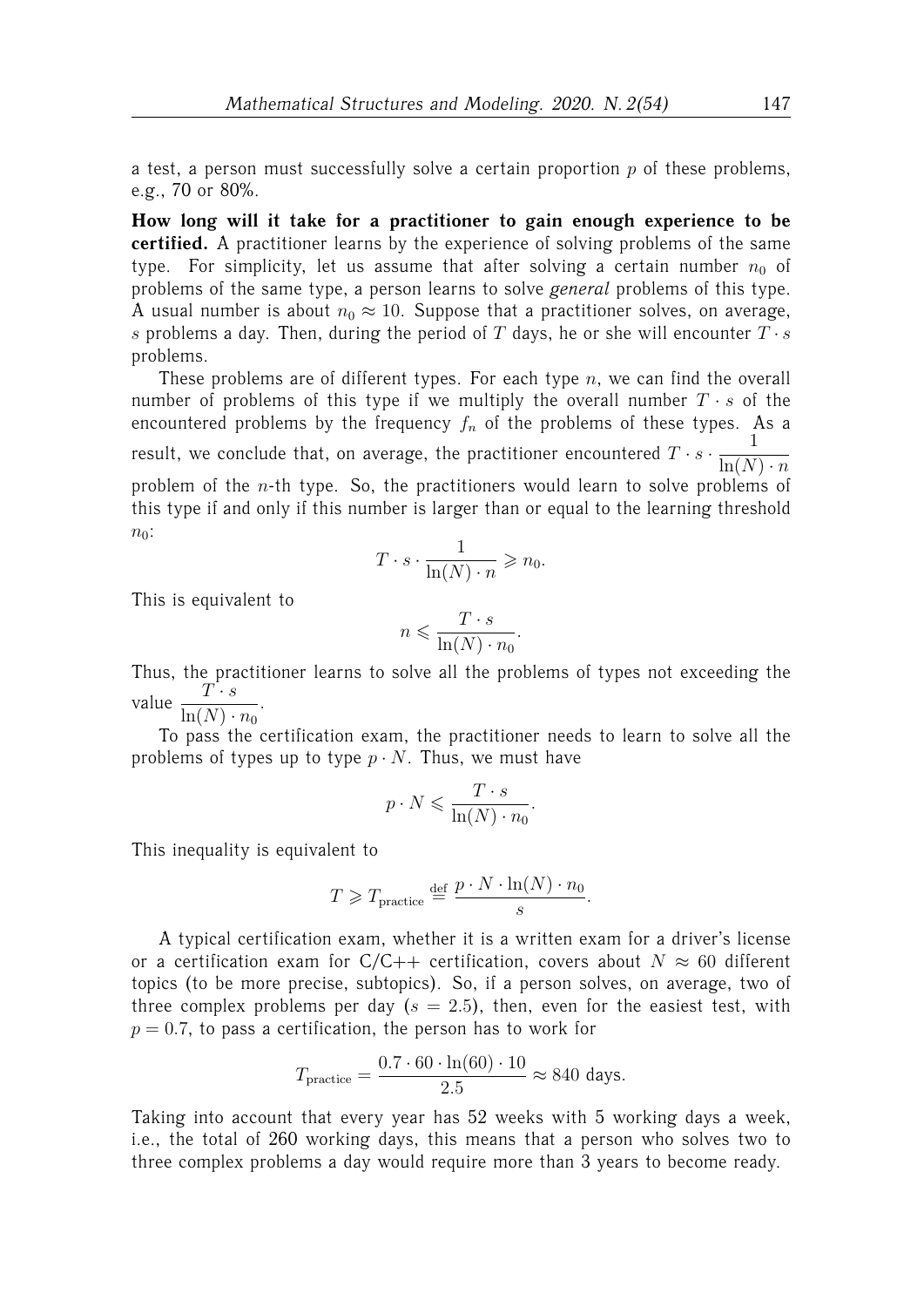a test, a person must successfully solve a certain proportion $p$ of these problems, e.g., 70 or 80%.

**How long will it take for a practitioner to gain enough experience to be certified.** A practitioner learns by the experience of solving problems of the same type. For simplicity, let us assume that after solving a certain number $n_0$ of problems of the same type, a person learns to solve *general* problems of this type. A usual number is about $n_0 \approx 10$. Suppose that a practitioner solves, on average, $s$ problems a day. Then, during the period of $T$ days, he or she will encounter $T \cdot s$ problems.

These problems are of different types. For each type $n$, we can find the overall number of problems of this type if we multiply the overall number $T \cdot s$ of the encountered problems by the frequency $f_n$ of the problems of these types. As a result, we conclude that, on average, the practitioner encountered $T \cdot s \cdot \dfrac{1}{\ln(N) \cdot n}$ problem of the $n$-th type. So, the practitioners would learn to solve problems of this type if and only if this number is larger than or equal to the learning threshold $n_0$:

$$T \cdot s \cdot \frac{1}{\ln(N) \cdot n} \geqslant n_0.$$

This is equivalent to

$$n \leqslant \frac{T \cdot s}{\ln(N) \cdot n_0}.$$

Thus, the practitioner learns to solve all the problems of types not exceeding the value $\dfrac{T \cdot s}{\ln(N) \cdot n_0}$.

To pass the certification exam, the practitioner needs to learn to solve all the problems of types up to type $p \cdot N$. Thus, we must have

$$p \cdot N \leqslant \frac{T \cdot s}{\ln(N) \cdot n_0}.$$

This inequality is equivalent to

$$T \geqslant T_{\text{practice}} \stackrel{\text{def}}{=} \frac{p \cdot N \cdot \ln(N) \cdot n_0}{s}.$$

A typical certification exam, whether it is a written exam for a driver's license or a certification exam for C/C++ certification, covers about $N \approx 60$ different topics (to be more precise, subtopics). So, if a person solves, on average, two of three complex problems per day ($s = 2.5$), then, even for the easiest test, with $p = 0.7$, to pass a certification, the person has to work for

$$T_{\text{practice}} = \frac{0.7 \cdot 60 \cdot \ln(60) \cdot 10}{2.5} \approx 840 \text{ days}.$$

Taking into account that every year has 52 weeks with 5 working days a week, i.e., the total of 260 working days, this means that a person who solves two to three complex problems a day would require more than 3 years to become ready.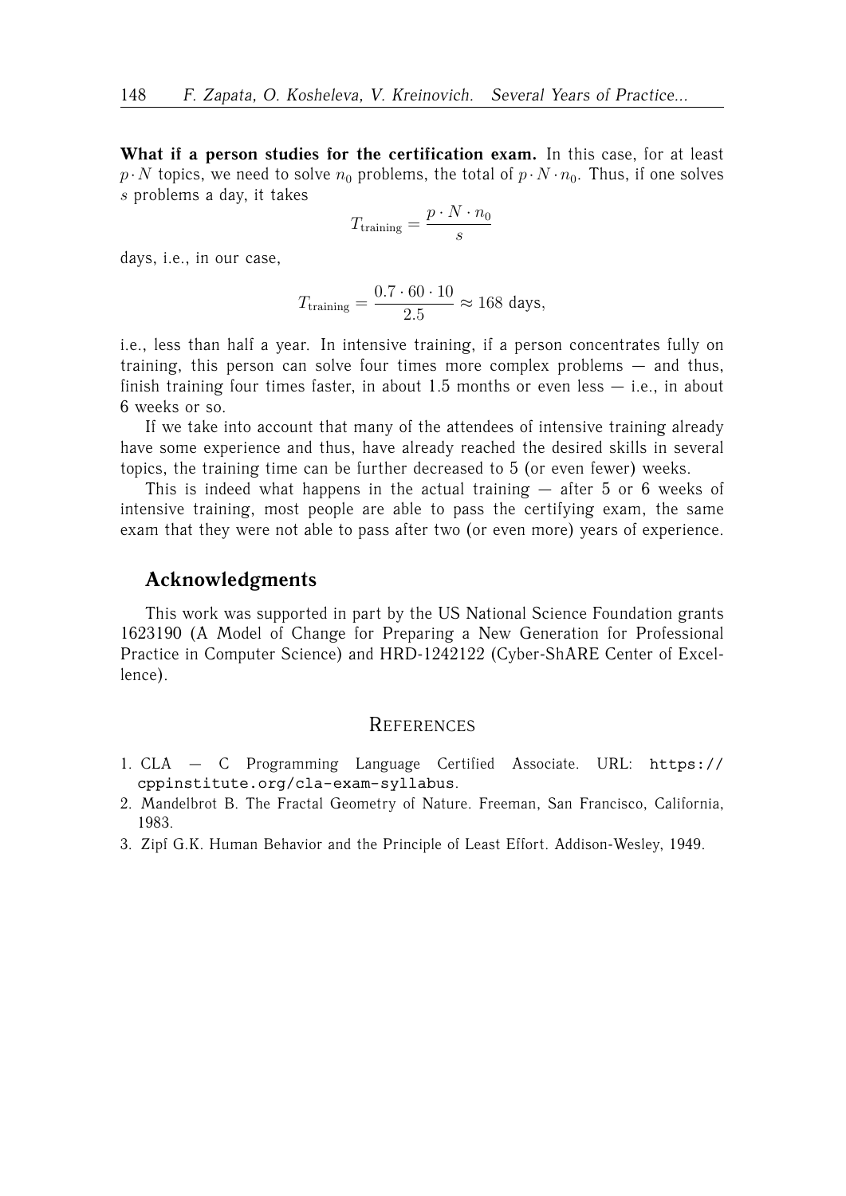**What if a person studies for the certification exam.** In this case, for at least $p \cdot N$ topics, we need to solve $n_0$ problems, the total of $p \cdot N \cdot n_0$. Thus, if one solves $s$ problems a day, it takes

$$T_{\text{training}} = \frac{p \cdot N \cdot n_0}{s}$$

days, i.e., in our case,

$$T_{\text{training}} = \frac{0.7 \cdot 60 \cdot 10}{2.5} \approx 168 \text{ days},$$

i.e., less than half a year. In intensive training, if a person concentrates fully on training, this person can solve four times more complex problems — and thus, finish training four times faster, in about 1.5 months or even less — i.e., in about 6 weeks or so.

If we take into account that many of the attendees of intensive training already have some experience and thus, have already reached the desired skills in several topics, the training time can be further decreased to 5 (or even fewer) weeks.

This is indeed what happens in the actual training — after 5 or 6 weeks of intensive training, most people are able to pass the certifying exam, the same exam that they were not able to pass after two (or even more) years of experience.

## Acknowledgments

This work was supported in part by the US National Science Foundation grants 1623190 (A Model of Change for Preparing a New Generation for Professional Practice in Computer Science) and HRD-1242122 (Cyber-ShARE Center of Excellence).

## References

1. CLA — C Programming Language Certified Associate. URL: https://cppinstitute.org/cla-exam-syllabus.
2. Mandelbrot B. The Fractal Geometry of Nature. Freeman, San Francisco, California, 1983.
3. Zipf G.K. Human Behavior and the Principle of Least Effort. Addison-Wesley, 1949.